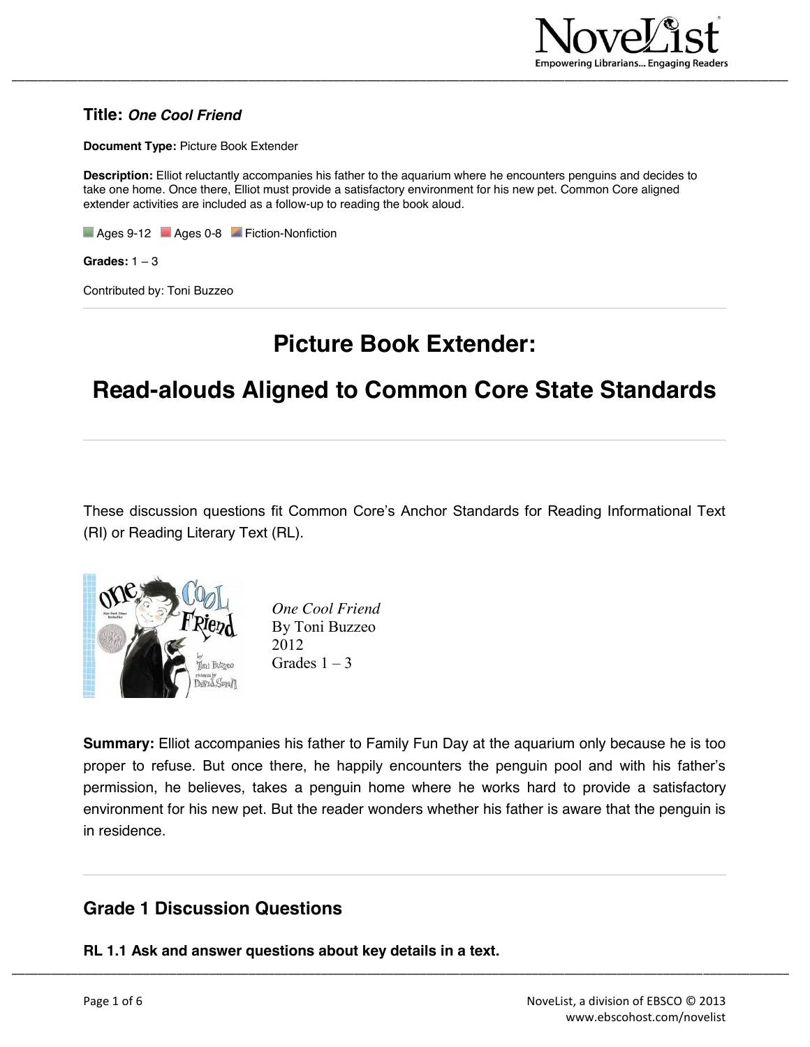**Title:** ***One Cool Friend***

**Document Type:** Picture Book Extender

**Description:** Elliot reluctantly accompanies his father to the aquarium where he encounters penguins and decides to take one home. Once there, Elliot must provide a satisfactory environment for his new pet. Common Core aligned extender activities are included as a follow-up to reading the book aloud.

Ages 9-12   Ages 0-8   Fiction-Nonfiction

**Grades:** 1 – 3

Contributed by: Toni Buzzeo

---

# Picture Book Extender:

# Read-alouds Aligned to Common Core State Standards

---

These discussion questions fit Common Core's Anchor Standards for Reading Informational Text (RI) or Reading Literary Text (RL).

*One Cool Friend*
By Toni Buzzeo
2012
Grades 1 – 3

**Summary:** Elliot accompanies his father to Family Fun Day at the aquarium only because he is too proper to refuse. But once there, he happily encounters the penguin pool and with his father's permission, he believes, takes a penguin home where he works hard to provide a satisfactory environment for his new pet. But the reader wonders whether his father is aware that the penguin is in residence.

---

## Grade 1 Discussion Questions

**RL 1.1 Ask and answer questions about key details in a text.**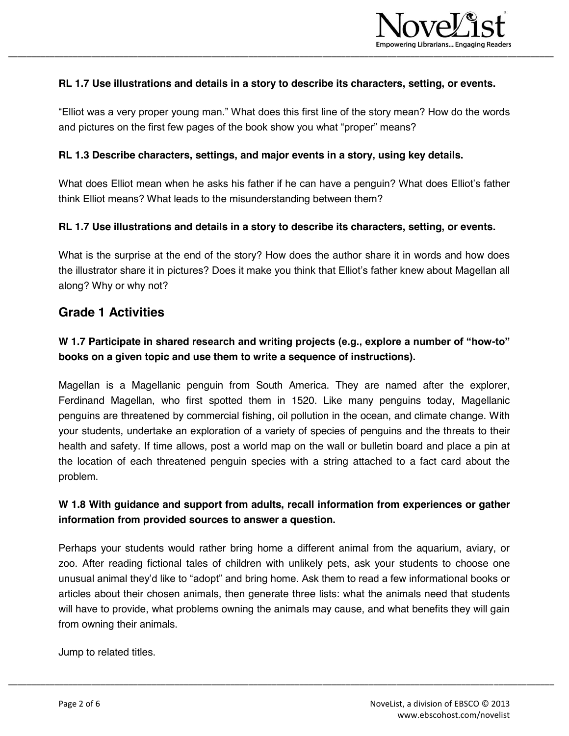**RL 1.7 Use illustrations and details in a story to describe its characters, setting, or events.**

"Elliot was a very proper young man." What does this first line of the story mean? How do the words and pictures on the first few pages of the book show you what "proper" means?

**RL 1.3 Describe characters, settings, and major events in a story, using key details.**

What does Elliot mean when he asks his father if he can have a penguin? What does Elliot's father think Elliot means? What leads to the misunderstanding between them?

**RL 1.7 Use illustrations and details in a story to describe its characters, setting, or events.**

What is the surprise at the end of the story? How does the author share it in words and how does the illustrator share it in pictures? Does it make you think that Elliot's father knew about Magellan all along? Why or why not?

## Grade 1 Activities

**W 1.7 Participate in shared research and writing projects (e.g., explore a number of "how-to" books on a given topic and use them to write a sequence of instructions).**

Magellan is a Magellanic penguin from South America. They are named after the explorer, Ferdinand Magellan, who first spotted them in 1520. Like many penguins today, Magellanic penguins are threatened by commercial fishing, oil pollution in the ocean, and climate change. With your students, undertake an exploration of a variety of species of penguins and the threats to their health and safety. If time allows, post a world map on the wall or bulletin board and place a pin at the location of each threatened penguin species with a string attached to a fact card about the problem.

**W 1.8 With guidance and support from adults, recall information from experiences or gather information from provided sources to answer a question.**

Perhaps your students would rather bring home a different animal from the aquarium, aviary, or zoo. After reading fictional tales of children with unlikely pets, ask your students to choose one unusual animal they'd like to "adopt" and bring home. Ask them to read a few informational books or articles about their chosen animals, then generate three lists: what the animals need that students will have to provide, what problems owning the animals may cause, and what benefits they will gain from owning their animals.

Jump to related titles.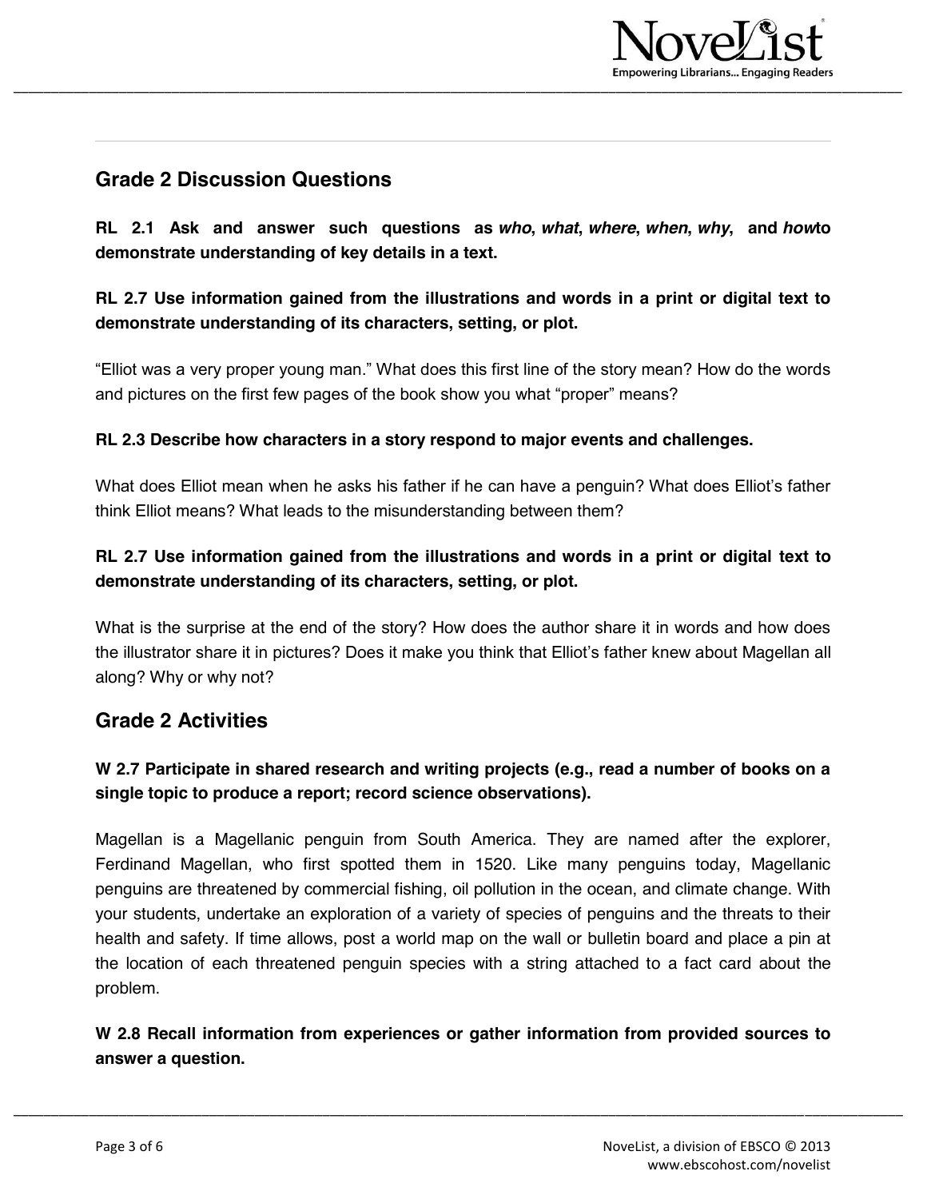## Grade 2 Discussion Questions

**RL 2.1 Ask and answer such questions as *who*, *what*, *where*, *when*, *why*, and *how*to demonstrate understanding of key details in a text.**

**RL 2.7 Use information gained from the illustrations and words in a print or digital text to demonstrate understanding of its characters, setting, or plot.**

"Elliot was a very proper young man." What does this first line of the story mean? How do the words and pictures on the first few pages of the book show you what "proper" means?

**RL 2.3 Describe how characters in a story respond to major events and challenges.**

What does Elliot mean when he asks his father if he can have a penguin? What does Elliot's father think Elliot means? What leads to the misunderstanding between them?

**RL 2.7 Use information gained from the illustrations and words in a print or digital text to demonstrate understanding of its characters, setting, or plot.**

What is the surprise at the end of the story? How does the author share it in words and how does the illustrator share it in pictures? Does it make you think that Elliot's father knew about Magellan all along? Why or why not?

## Grade 2 Activities

**W 2.7 Participate in shared research and writing projects (e.g., read a number of books on a single topic to produce a report; record science observations).**

Magellan is a Magellanic penguin from South America. They are named after the explorer, Ferdinand Magellan, who first spotted them in 1520. Like many penguins today, Magellanic penguins are threatened by commercial fishing, oil pollution in the ocean, and climate change. With your students, undertake an exploration of a variety of species of penguins and the threats to their health and safety. If time allows, post a world map on the wall or bulletin board and place a pin at the location of each threatened penguin species with a string attached to a fact card about the problem.

**W 2.8 Recall information from experiences or gather information from provided sources to answer a question.**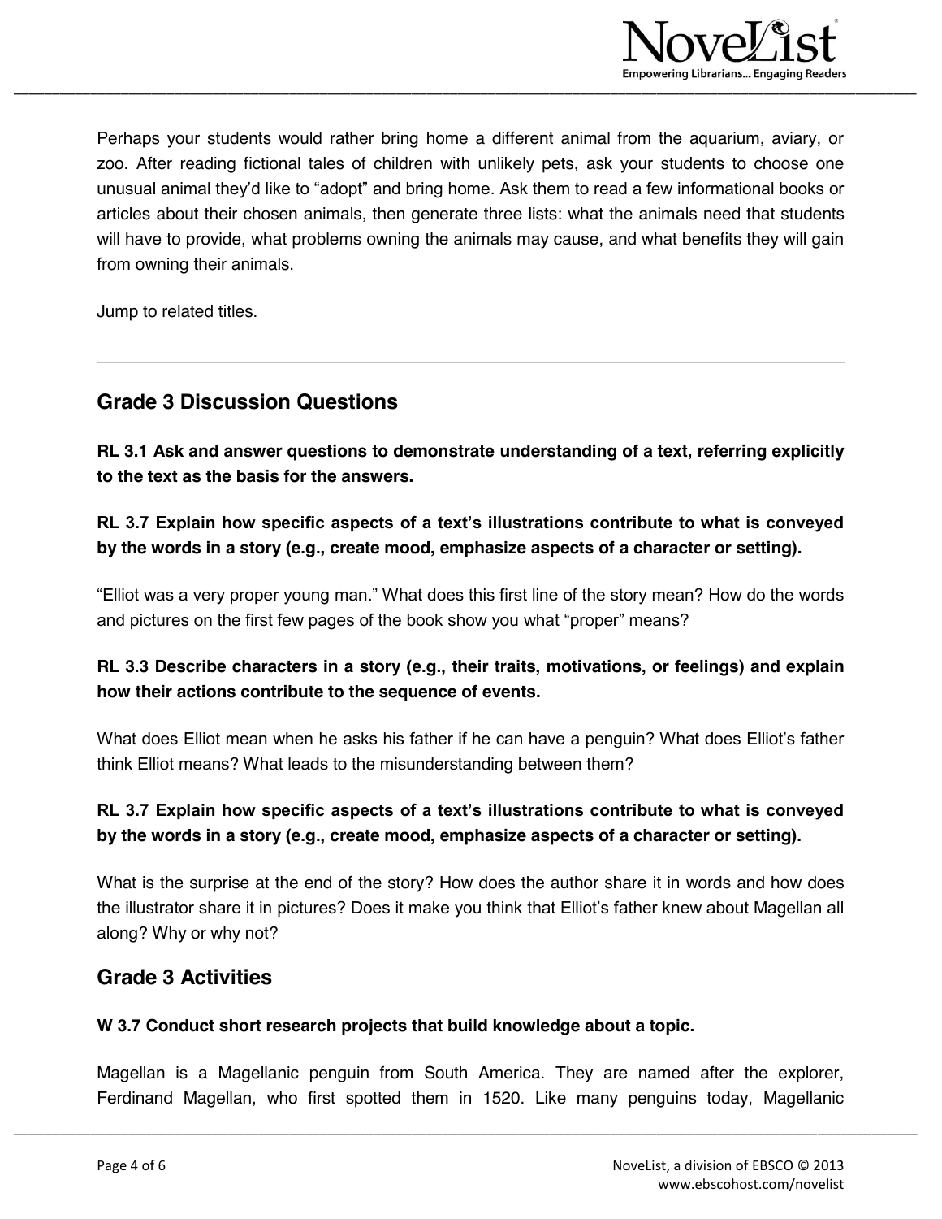Perhaps your students would rather bring home a different animal from the aquarium, aviary, or zoo. After reading fictional tales of children with unlikely pets, ask your students to choose one unusual animal they'd like to "adopt" and bring home. Ask them to read a few informational books or articles about their chosen animals, then generate three lists: what the animals need that students will have to provide, what problems owning the animals may cause, and what benefits they will gain from owning their animals.

Jump to related titles.

---

## Grade 3 Discussion Questions

**RL 3.1 Ask and answer questions to demonstrate understanding of a text, referring explicitly to the text as the basis for the answers.**

**RL 3.7 Explain how specific aspects of a text's illustrations contribute to what is conveyed by the words in a story (e.g., create mood, emphasize aspects of a character or setting).**

"Elliot was a very proper young man." What does this first line of the story mean? How do the words and pictures on the first few pages of the book show you what "proper" means?

**RL 3.3 Describe characters in a story (e.g., their traits, motivations, or feelings) and explain how their actions contribute to the sequence of events.**

What does Elliot mean when he asks his father if he can have a penguin? What does Elliot's father think Elliot means? What leads to the misunderstanding between them?

**RL 3.7 Explain how specific aspects of a text's illustrations contribute to what is conveyed by the words in a story (e.g., create mood, emphasize aspects of a character or setting).**

What is the surprise at the end of the story? How does the author share it in words and how does the illustrator share it in pictures? Does it make you think that Elliot's father knew about Magellan all along? Why or why not?

## Grade 3 Activities

**W 3.7 Conduct short research projects that build knowledge about a topic.**

Magellan is a Magellanic penguin from South America. They are named after the explorer, Ferdinand Magellan, who first spotted them in 1520. Like many penguins today, Magellanic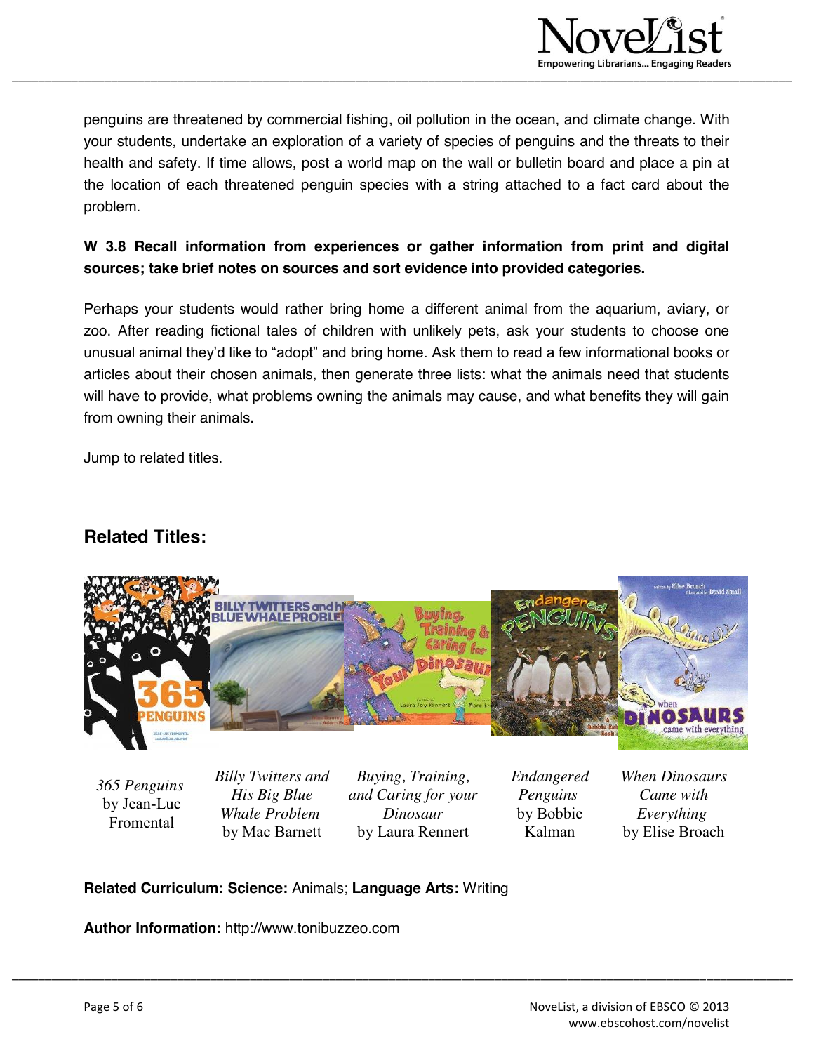penguins are threatened by commercial fishing, oil pollution in the ocean, and climate change. With your students, undertake an exploration of a variety of species of penguins and the threats to their health and safety. If time allows, post a world map on the wall or bulletin board and place a pin at the location of each threatened penguin species with a string attached to a fact card about the problem.

**W 3.8 Recall information from experiences or gather information from print and digital sources; take brief notes on sources and sort evidence into provided categories.**

Perhaps your students would rather bring home a different animal from the aquarium, aviary, or zoo. After reading fictional tales of children with unlikely pets, ask your students to choose one unusual animal they'd like to "adopt" and bring home. Ask them to read a few informational books or articles about their chosen animals, then generate three lists: what the animals need that students will have to provide, what problems owning the animals may cause, and what benefits they will gain from owning their animals.

Jump to related titles.

---

## Related Titles:

| *365 Penguins* by Jean-Luc Fromental | *Billy Twitters and His Big Blue Whale Problem* by Mac Barnett | *Buying, Training, and Caring for your Dinosaur* by Laura Rennert | *Endangered Penguins* by Bobbie Kalman | *When Dinosaurs Came with Everything* by Elise Broach |
|---|---|---|---|---|

**Related Curriculum: Science:** Animals; **Language Arts:** Writing

**Author Information:** http://www.tonibuzzeo.com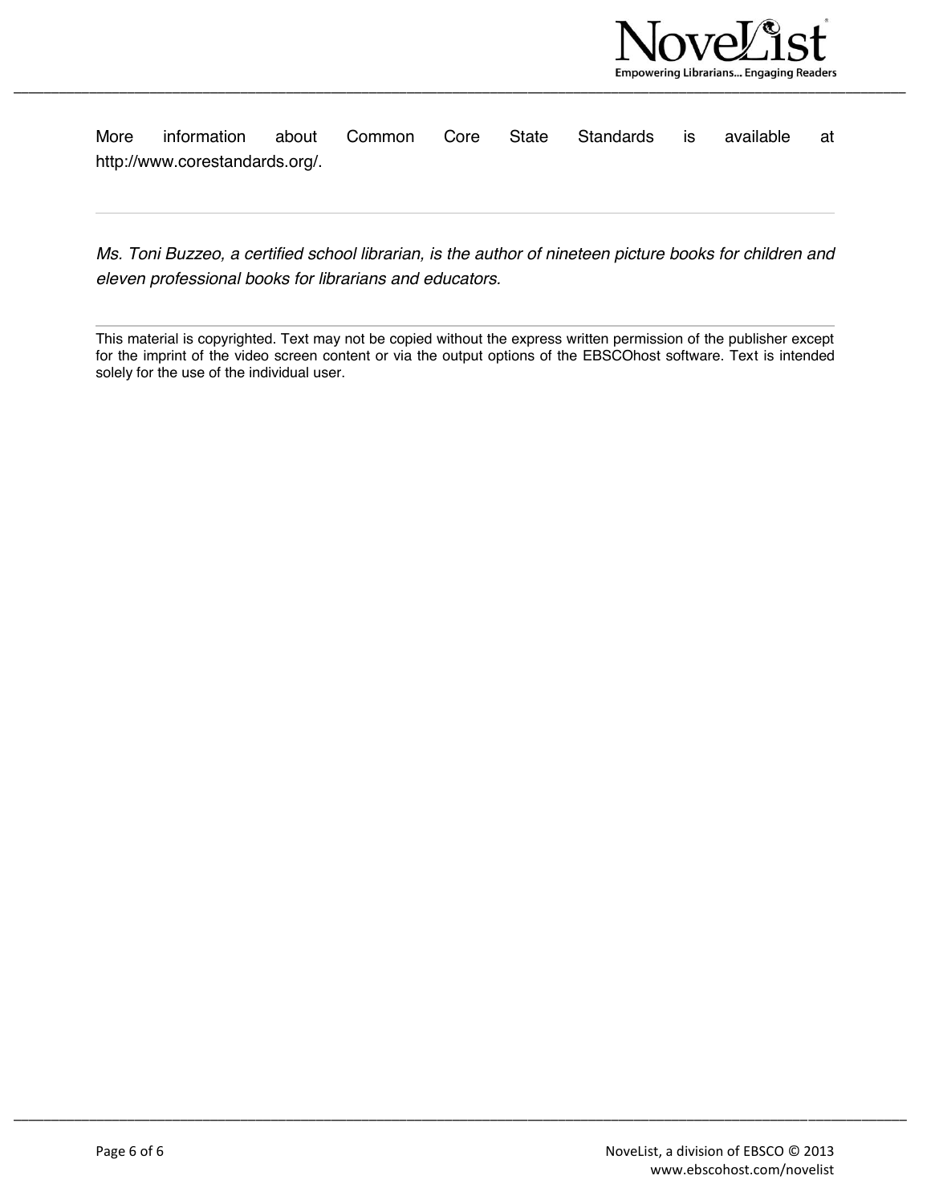More information about Common Core State Standards is available at http://www.corestandards.org/.

---

*Ms. Toni Buzzeo, a certified school librarian, is the author of nineteen picture books for children and eleven professional books for librarians and educators.*

---

This material is copyrighted. Text may not be copied without the express written permission of the publisher except for the imprint of the video screen content or via the output options of the EBSCOhost software. Text is intended solely for the use of the individual user.